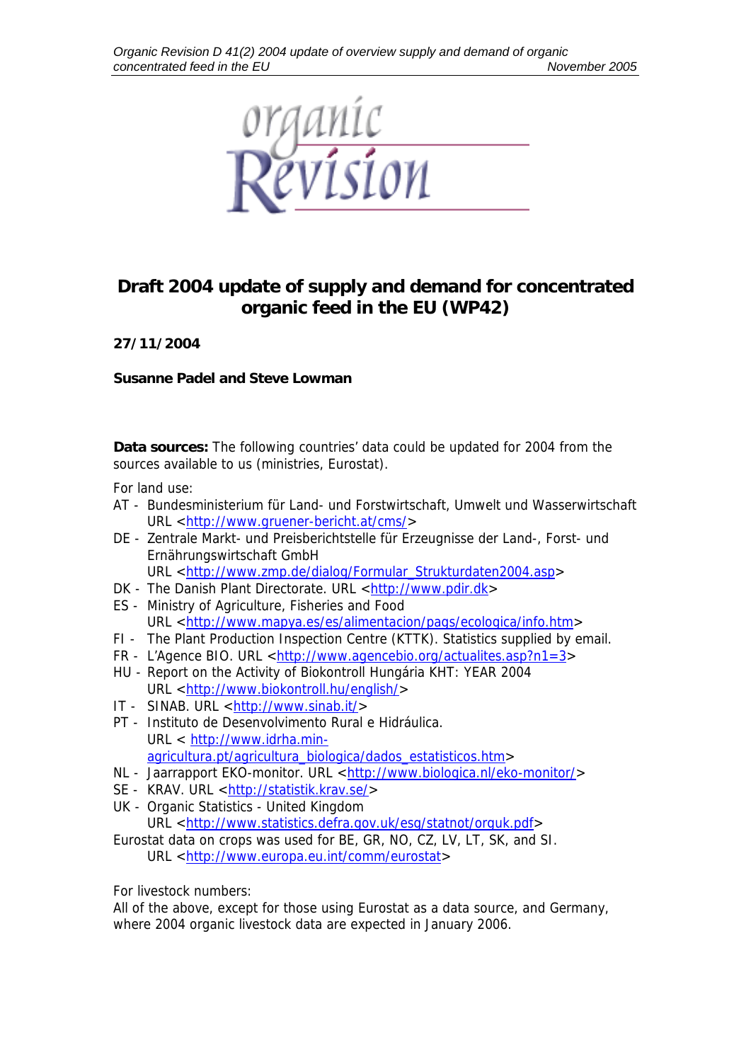# Draft 2004 update of supply and demand for concentrated organic feed in the EU (WP42)

**27/11/2004**

**Susanne Padel and Steve Lowman**

**Data sources:** The following countries' data could be updated for 2004 from the sources available to us (ministries, Eurostat).

For land use:

- AT - Bundesministerium für Land- und Forstwirtschaft, Umwelt und Wasserwirtschaft URL <http://www.gruener-bericht.at/cms/>
- DE - Zentrale Markt- und Preisberichtstelle für Erzeugnisse der Land-, Forst- und Ernährungswirtschaft GmbH URL <http://www.zmp.de/dialog/Formular_Strukturdaten2004.asp>
- DK - The Danish Plant Directorate. URL <http://www.pdir.dk>
- ES - Ministry of Agriculture, Fisheries and Food URL <http://www.mapya.es/es/alimentacion/pags/ecologica/info.htm>
- FI - The Plant Production Inspection Centre (KTTK). Statistics supplied by email.
- FR - L'Agence BIO. URL <http://www.agencebio.org/actualites.asp?n1=3>
- HU - Report on the Activity of Biokontroll Hungária KHT: YEAR 2004 URL <http://www.biokontroll.hu/english/>
- IT - SINAB. URL <http://www.sinab.it/>
- PT - Instituto de Desenvolvimento Rural e Hidráulica. URL < http://www.idrha.min-agricultura.pt/agricultura_biologica/dados_estatisticos.htm>
- NL - Jaarrapport EKO-monitor. URL <http://www.biologica.nl/eko-monitor/>
- SE - KRAV. URL <http://statistik.krav.se/>
- UK - Organic Statistics - United Kingdom URL <http://www.statistics.defra.gov.uk/esg/statnot/orguk.pdf>

Eurostat data on crops was used for BE, GR, NO, CZ, LV, LT, SK, and SI. URL <http://www.europa.eu.int/comm/eurostat>

For livestock numbers:
All of the above, except for those using Eurostat as a data source, and Germany, where 2004 organic livestock data are expected in January 2006.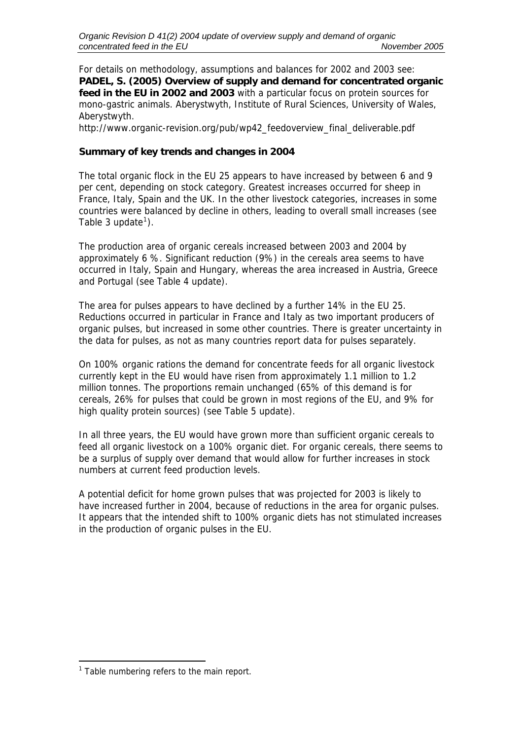For details on methodology, assumptions and balances for 2002 and 2003 see: **PADEL, S. (2005) Overview of supply and demand for concentrated organic feed in the EU in 2002 and 2003** with a particular focus on protein sources for mono-gastric animals. Aberystwyth, Institute of Rural Sciences, University of Wales, Aberystwyth.

http://www.organic-revision.org/pub/wp42_feedoverview_final_deliverable.pdf

**Summary of key trends and changes in 2004**

The total organic flock in the EU 25 appears to have increased by between 6 and 9 per cent, depending on stock category. Greatest increases occurred for sheep in France, Italy, Spain and the UK. In the other livestock categories, increases in some countries were balanced by decline in others, leading to overall small increases (see Table 3 update[1]).

The production area of organic cereals increased between 2003 and 2004 by approximately 6 %. Significant reduction (9%) in the cereals area seems to have occurred in Italy, Spain and Hungary, whereas the area increased in Austria, Greece and Portugal (see Table 4 update).

The area for pulses appears to have declined by a further 14% in the EU 25. Reductions occurred in particular in France and Italy as two important producers of organic pulses, but increased in some other countries. There is greater uncertainty in the data for pulses, as not as many countries report data for pulses separately.

On 100% organic rations the demand for concentrate feeds for all organic livestock currently kept in the EU would have risen from approximately 1.1 million to 1.2 million tonnes. The proportions remain unchanged (65% of this demand is for cereals, 26% for pulses that could be grown in most regions of the EU, and 9% for high quality protein sources) (see Table 5 update).

In all three years, the EU would have grown more than sufficient organic cereals to feed all organic livestock on a 100% organic diet. For organic cereals, there seems to be a surplus of supply over demand that would allow for further increases in stock numbers at current feed production levels.

A potential deficit for home grown pulses that was projected for 2003 is likely to have increased further in 2004, because of reductions in the area for organic pulses. It appears that the intended shift to 100% organic diets has not stimulated increases in the production of organic pulses in the EU.

[1] Table numbering refers to the main report.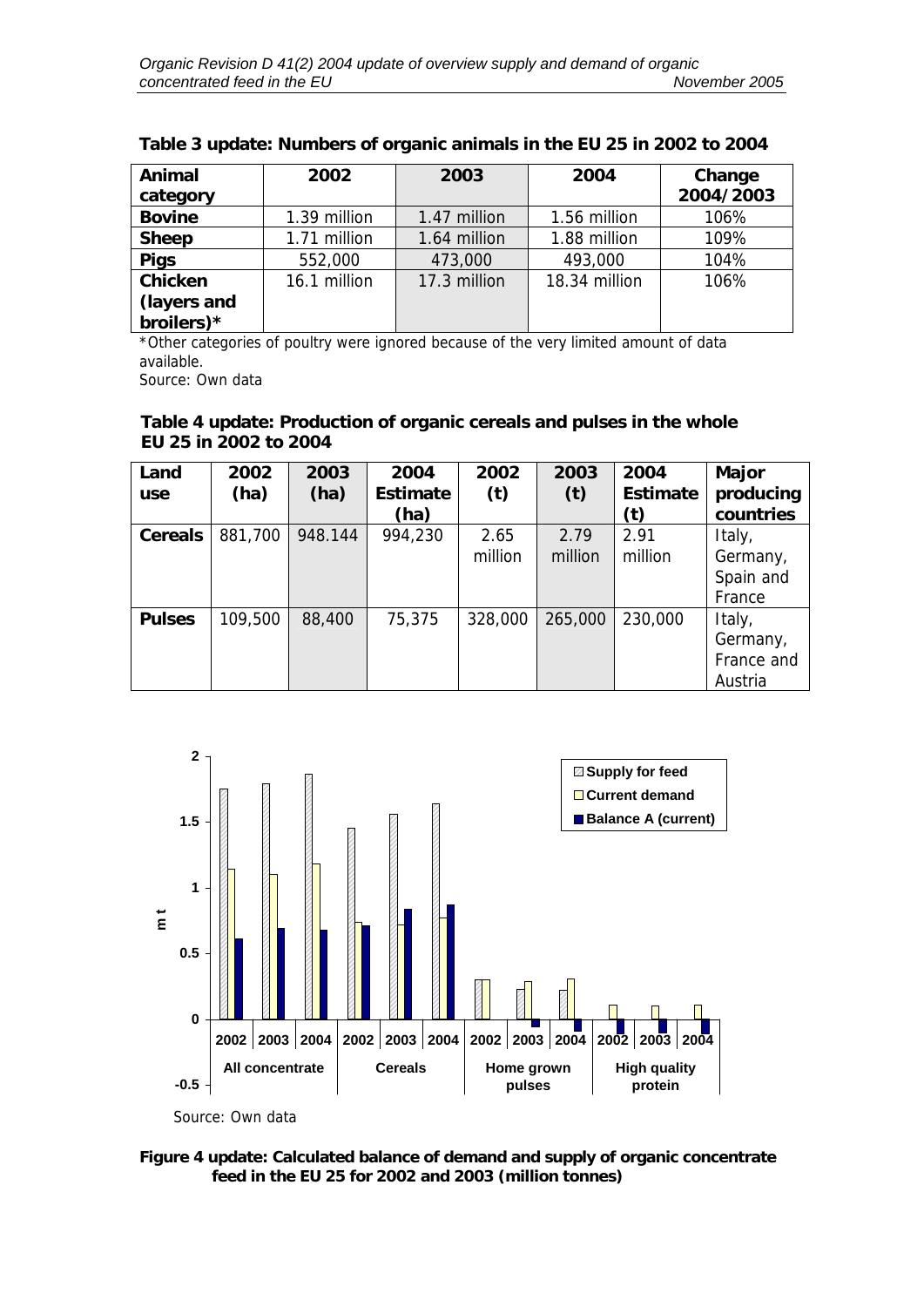**Table 3 update: Numbers of organic animals in the EU 25 in 2002 to 2004**

| Animal category | 2002 | 2003 | 2004 | Change 2004/2003 |
|---|---|---|---|---|
| **Bovine** | 1.39 million | 1.47 million | 1.56 million | 106% |
| **Sheep** | 1.71 million | 1.64 million | 1.88 million | 109% |
| **Pigs** | 552,000 | 473,000 | 493,000 | 104% |
| **Chicken (layers and broilers)*** | 16.1 million | 17.3 million | 18.34 million | 106% |

*Other categories of poultry were ignored because of the very limited amount of data available.

Source: Own data

**Table 4 update: Production of organic cereals and pulses in the whole EU 25 in 2002 to 2004**

| Land use | 2002 (ha) | 2003 (ha) | 2004 Estimate (ha) | 2002 (t) | 2003 (t) | 2004 Estimate (t) | Major producing countries |
|---|---|---|---|---|---|---|---|
| **Cereals** | 881,700 | 948.144 | 994,230 | 2.65 million | 2.79 million | 2.91 million | Italy, Germany, Spain and France |
| **Pulses** | 109,500 | 88,400 | 75,375 | 328,000 | 265,000 | 230,000 | Italy, Germany, France and Austria |

Source: Own data

**Figure 4 update: Calculated balance of demand and supply of organic concentrate feed in the EU 25 for 2002 and 2003 (million tonnes)**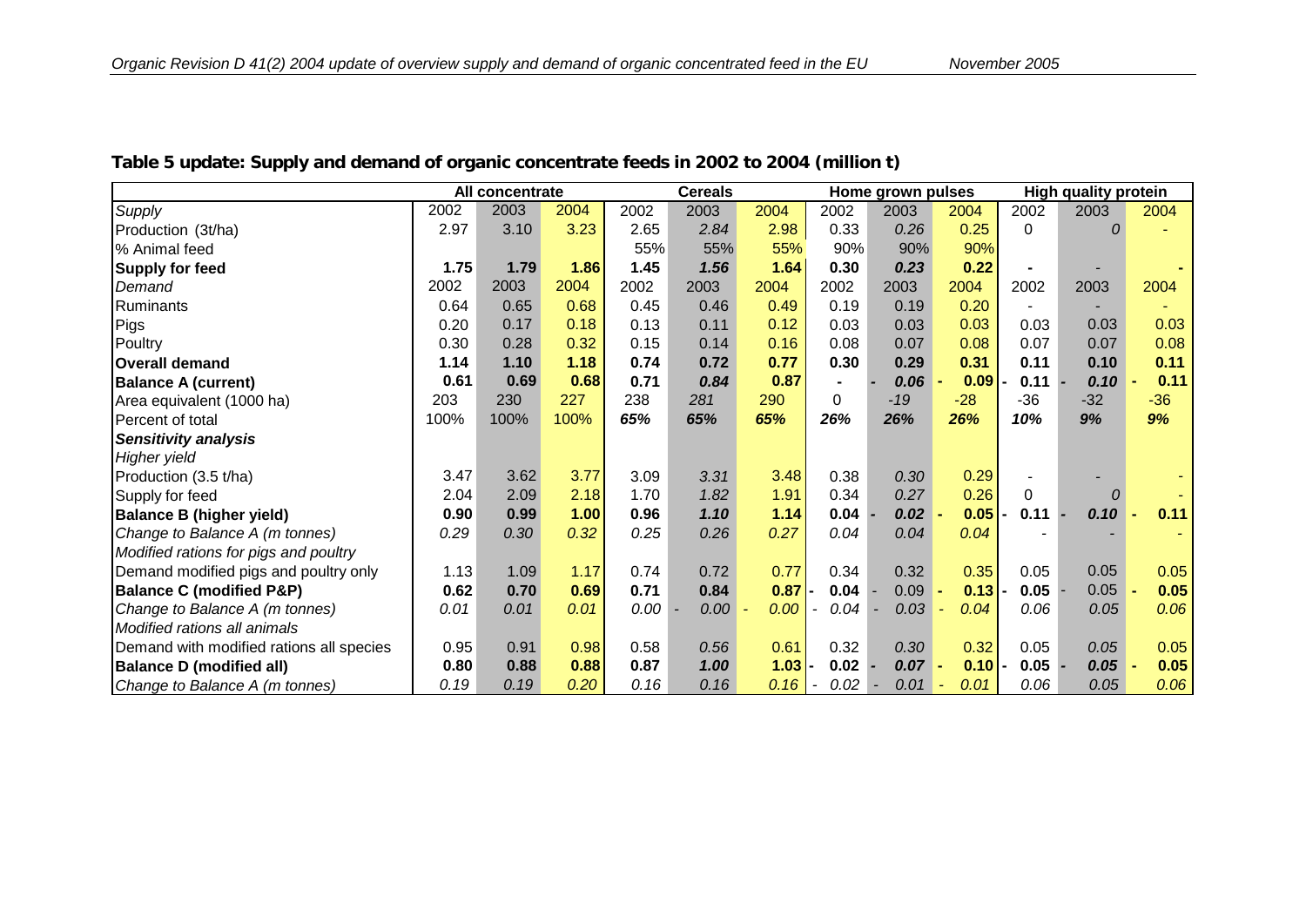**Table 5 update: Supply and demand of organic concentrate feeds in 2002 to 2004 (million t)**

| | All concentrate | | | Cereals | | | Home grown pulses | | | High quality protein | | |
|---|---|---|---|---|---|---|---|---|---|---|---|---|
| *Supply* | 2002 | 2003 | 2004 | 2002 | 2003 | 2004 | 2002 | 2003 | 2004 | 2002 | 2003 | 2004 |
| Production (3t/ha) | 2.97 | 3.10 | 3.23 | 2.65 | *2.84* | 2.98 | 0.33 | *0.26* | 0.25 | 0 | *0* | - |
| % Animal feed | | | | 55% | 55% | 55% | 90% | 90% | 90% | | | |
| **Supply for feed** | **1.75** | **1.79** | **1.86** | **1.45** | ***1.56*** | **1.64** | **0.30** | ***0.23*** | **0.22** | - | - | - |
| *Demand* | 2002 | 2003 | 2004 | 2002 | 2003 | 2004 | 2002 | 2003 | 2004 | 2002 | 2003 | 2004 |
| Ruminants | 0.64 | 0.65 | 0.68 | 0.45 | 0.46 | 0.49 | 0.19 | 0.19 | 0.20 | - | - | - |
| Pigs | 0.20 | 0.17 | 0.18 | 0.13 | 0.11 | 0.12 | 0.03 | 0.03 | 0.03 | 0.03 | 0.03 | 0.03 |
| Poultry | 0.30 | 0.28 | 0.32 | 0.15 | 0.14 | 0.16 | 0.08 | 0.07 | 0.08 | 0.07 | 0.07 | 0.08 |
| **Overall demand** | **1.14** | **1.10** | **1.18** | **0.74** | **0.72** | **0.77** | **0.30** | **0.29** | **0.31** | **0.11** | **0.10** | **0.11** |
| **Balance A (current)** | **0.61** | **0.69** | **0.68** | **0.71** | ***0.84*** | **0.87** | - | ***-0.06*** | **-0.09** | **-0.11** | ***-0.10*** | **-0.11** |
| Area equivalent (1000 ha) | 203 | 230 | 227 | 238 | *281* | 290 | 0 | *-19* | -28 | -36 | -32 | -36 |
| Percent of total | 100% | 100% | 100% | ***65%*** | ***65%*** | ***65%*** | ***26%*** | ***26%*** | ***26%*** | ***10%*** | ***9%*** | ***9%*** |
| ***Sensitivity analysis*** | | | | | | | | | | | | |
| *Higher yield* | | | | | | | | | | | | |
| Production (3.5 t/ha) | 3.47 | 3.62 | 3.77 | 3.09 | *3.31* | 3.48 | 0.38 | *0.30* | 0.29 | - | - | - |
| Supply for feed | 2.04 | 2.09 | 2.18 | 1.70 | *1.82* | 1.91 | 0.34 | *0.27* | 0.26 | 0 | *0* | - |
| **Balance B (higher yield)** | **0.90** | **0.99** | **1.00** | **0.96** | ***1.10*** | **1.14** | **0.04** | ***-0.02*** | **-0.05** | **-0.11** | ***-0.10*** | **-0.11** |
| *Change to Balance A (m tonnes)* | *0.29* | *0.30* | *0.32* | *0.25* | *0.26* | *0.27* | *0.04* | *0.04* | *0.04* | - | - | - |
| *Modified rations for pigs and poultry* | | | | | | | | | | | | |
| Demand modified pigs and poultry only | 1.13 | 1.09 | 1.17 | 0.74 | 0.72 | 0.77 | 0.34 | 0.32 | 0.35 | 0.05 | 0.05 | 0.05 |
| **Balance C (modified P&P)** | **0.62** | **0.70** | **0.69** | **0.71** | **0.84** | **0.87** | **-0.04** | -0.09 | **-0.13** | **-0.05** | -0.05 | **-0.05** |
| *Change to Balance A (m tonnes)* | *0.01* | *0.01* | *0.01* | *0.00* | *-0.00* | *-0.00* | *-0.04* | *-0.03* | *-0.04* | *0.06* | *0.05* | *0.06* |
| *Modified rations all animals* | | | | | | | | | | | | |
| Demand with modified rations all species | 0.95 | 0.91 | 0.98 | 0.58 | *0.56* | 0.61 | 0.32 | *0.30* | 0.32 | 0.05 | *0.05* | 0.05 |
| **Balance D (modified all)** | **0.80** | **0.88** | **0.88** | **0.87** | ***1.00*** | **1.03** | **-0.02** | ***-0.07*** | **-0.10** | **-0.05** | ***-0.05*** | **-0.05** |
| *Change to Balance A (m tonnes)* | *0.19* | *0.19* | *0.20* | *0.16* | *0.16* | *0.16* | *-0.02* | *-0.01* | *-0.01* | *0.06* | *0.05* | *0.06* |